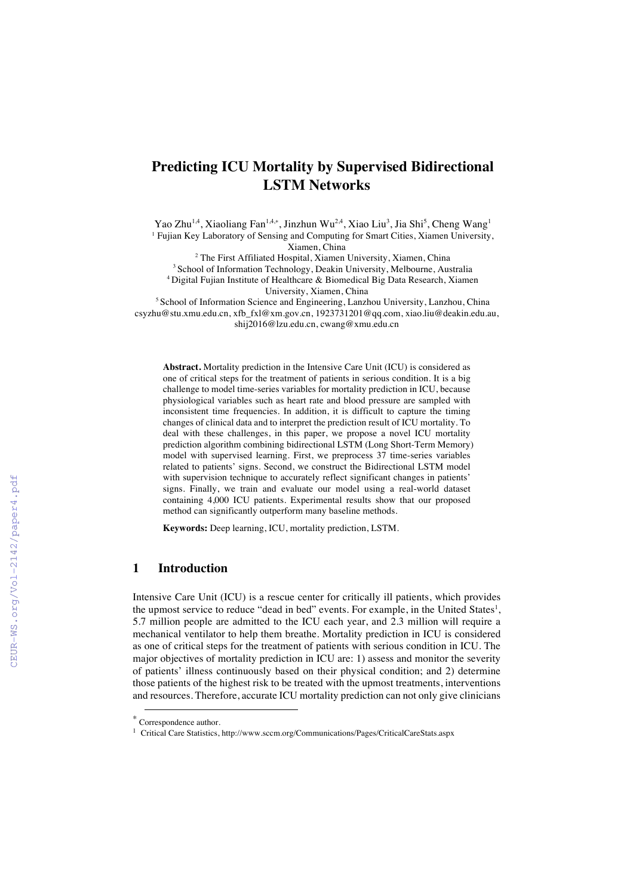# Predicting ICU Mortality by Supervised Bidirectional LSTM Networks

Yao Zhu[1,4], Xiaoliang Fan[1,4,*], Jinzhun Wu[2,4], Xiao Liu[3], Jia Shi[5], Cheng Wang[1]

[1] Fujian Key Laboratory of Sensing and Computing for Smart Cities, Xiamen University, Xiamen, China

[2] The First Affiliated Hospital, Xiamen University, Xiamen, China

[3] School of Information Technology, Deakin University, Melbourne, Australia

[4] Digital Fujian Institute of Healthcare & Biomedical Big Data Research, Xiamen University, Xiamen, China

[5] School of Information Science and Engineering, Lanzhou University, Lanzhou, China

csyzhu@stu.xmu.edu.cn, xfb_fxl@xm.gov.cn, 1923731201@qq.com, xiao.liu@deakin.edu.au, shij2016@lzu.edu.cn, cwang@xmu.edu.cn

**Abstract.** Mortality prediction in the Intensive Care Unit (ICU) is considered as one of critical steps for the treatment of patients in serious condition. It is a big challenge to model time-series variables for mortality prediction in ICU, because physiological variables such as heart rate and blood pressure are sampled with inconsistent time frequencies. In addition, it is difficult to capture the timing changes of clinical data and to interpret the prediction result of ICU mortality. To deal with these challenges, in this paper, we propose a novel ICU mortality prediction algorithm combining bidirectional LSTM (Long Short-Term Memory) model with supervised learning. First, we preprocess 37 time-series variables related to patients' signs. Second, we construct the Bidirectional LSTM model with supervision technique to accurately reflect significant changes in patients' signs. Finally, we train and evaluate our model using a real-world dataset containing 4,000 ICU patients. Experimental results show that our proposed method can significantly outperform many baseline methods.

**Keywords:** Deep learning, ICU, mortality prediction, LSTM.

## 1 Introduction

Intensive Care Unit (ICU) is a rescue center for critically ill patients, which provides the upmost service to reduce "dead in bed" events. For example, in the United States[1], 5.7 million people are admitted to the ICU each year, and 2.3 million will require a mechanical ventilator to help them breathe. Mortality prediction in ICU is considered as one of critical steps for the treatment of patients with serious condition in ICU. The major objectives of mortality prediction in ICU are: 1) assess and monitor the severity of patients' illness continuously based on their physical condition; and 2) determine those patients of the highest risk to be treated with the upmost treatments, interventions and resources. Therefore, accurate ICU mortality prediction can not only give clinicians

* Correspondence author.

[1] Critical Care Statistics, http://www.sccm.org/Communications/Pages/CriticalCareStats.aspx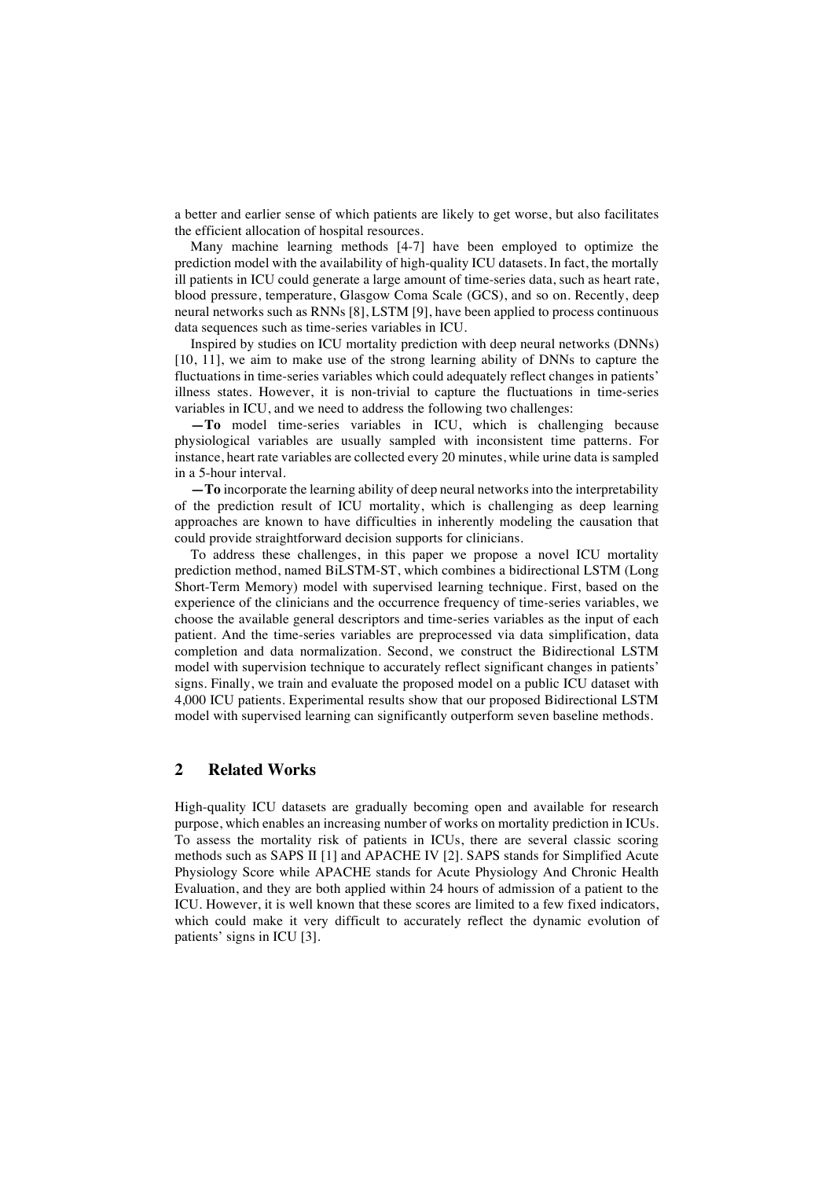a better and earlier sense of which patients are likely to get worse, but also facilitates the efficient allocation of hospital resources.

Many machine learning methods [4-7] have been employed to optimize the prediction model with the availability of high-quality ICU datasets. In fact, the mortally ill patients in ICU could generate a large amount of time-series data, such as heart rate, blood pressure, temperature, Glasgow Coma Scale (GCS), and so on. Recently, deep neural networks such as RNNs [8], LSTM [9], have been applied to process continuous data sequences such as time-series variables in ICU.

Inspired by studies on ICU mortality prediction with deep neural networks (DNNs) [10, 11], we aim to make use of the strong learning ability of DNNs to capture the fluctuations in time-series variables which could adequately reflect changes in patients' illness states. However, it is non-trivial to capture the fluctuations in time-series variables in ICU, and we need to address the following two challenges:

**—To** model time-series variables in ICU, which is challenging because physiological variables are usually sampled with inconsistent time patterns. For instance, heart rate variables are collected every 20 minutes, while urine data is sampled in a 5-hour interval.

**—To** incorporate the learning ability of deep neural networks into the interpretability of the prediction result of ICU mortality, which is challenging as deep learning approaches are known to have difficulties in inherently modeling the causation that could provide straightforward decision supports for clinicians.

To address these challenges, in this paper we propose a novel ICU mortality prediction method, named BiLSTM-ST, which combines a bidirectional LSTM (Long Short-Term Memory) model with supervised learning technique. First, based on the experience of the clinicians and the occurrence frequency of time-series variables, we choose the available general descriptors and time-series variables as the input of each patient. And the time-series variables are preprocessed via data simplification, data completion and data normalization. Second, we construct the Bidirectional LSTM model with supervision technique to accurately reflect significant changes in patients' signs. Finally, we train and evaluate the proposed model on a public ICU dataset with 4,000 ICU patients. Experimental results show that our proposed Bidirectional LSTM model with supervised learning can significantly outperform seven baseline methods.

## 2 Related Works

High-quality ICU datasets are gradually becoming open and available for research purpose, which enables an increasing number of works on mortality prediction in ICUs. To assess the mortality risk of patients in ICUs, there are several classic scoring methods such as SAPS II [1] and APACHE IV [2]. SAPS stands for Simplified Acute Physiology Score while APACHE stands for Acute Physiology And Chronic Health Evaluation, and they are both applied within 24 hours of admission of a patient to the ICU. However, it is well known that these scores are limited to a few fixed indicators, which could make it very difficult to accurately reflect the dynamic evolution of patients' signs in ICU [3].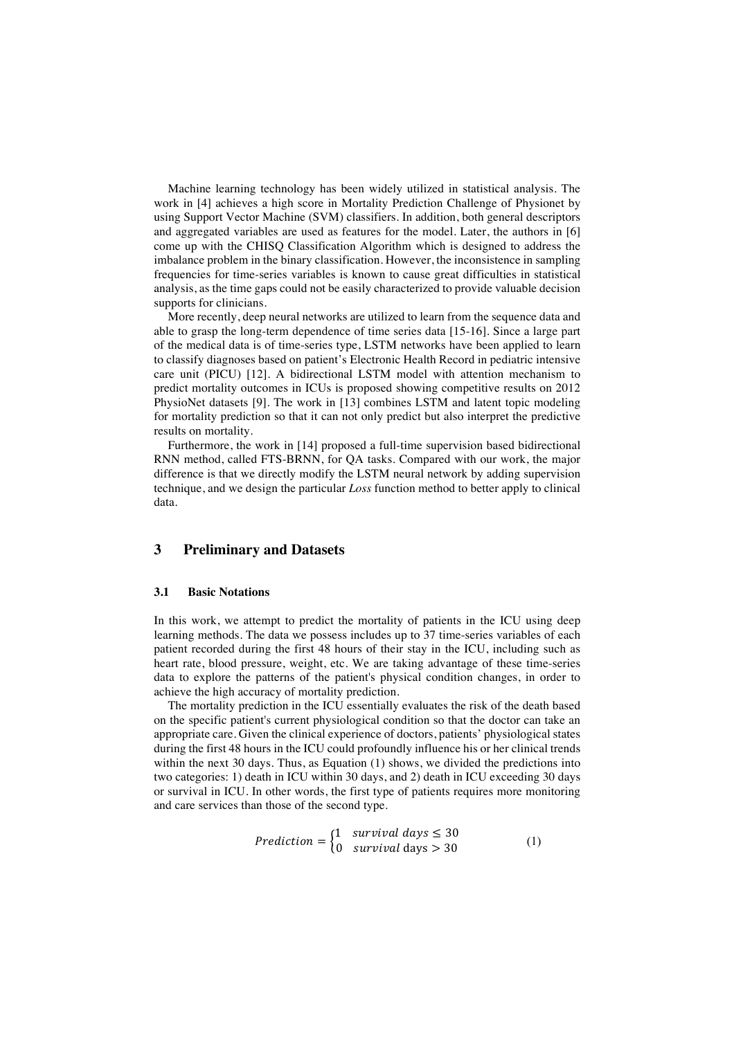Machine learning technology has been widely utilized in statistical analysis. The work in [4] achieves a high score in Mortality Prediction Challenge of Physionet by using Support Vector Machine (SVM) classifiers. In addition, both general descriptors and aggregated variables are used as features for the model. Later, the authors in [6] come up with the CHISQ Classification Algorithm which is designed to address the imbalance problem in the binary classification. However, the inconsistence in sampling frequencies for time-series variables is known to cause great difficulties in statistical analysis, as the time gaps could not be easily characterized to provide valuable decision supports for clinicians.

More recently, deep neural networks are utilized to learn from the sequence data and able to grasp the long-term dependence of time series data [15-16]. Since a large part of the medical data is of time-series type, LSTM networks have been applied to learn to classify diagnoses based on patient's Electronic Health Record in pediatric intensive care unit (PICU) [12]. A bidirectional LSTM model with attention mechanism to predict mortality outcomes in ICUs is proposed showing competitive results on 2012 PhysioNet datasets [9]. The work in [13] combines LSTM and latent topic modeling for mortality prediction so that it can not only predict but also interpret the predictive results on mortality.

Furthermore, the work in [14] proposed a full-time supervision based bidirectional RNN method, called FTS-BRNN, for QA tasks. Compared with our work, the major difference is that we directly modify the LSTM neural network by adding supervision technique, and we design the particular *Loss* function method to better apply to clinical data.

## 3 Preliminary and Datasets

### 3.1 Basic Notations

In this work, we attempt to predict the mortality of patients in the ICU using deep learning methods. The data we possess includes up to 37 time-series variables of each patient recorded during the first 48 hours of their stay in the ICU, including such as heart rate, blood pressure, weight, etc. We are taking advantage of these time-series data to explore the patterns of the patient's physical condition changes, in order to achieve the high accuracy of mortality prediction.

The mortality prediction in the ICU essentially evaluates the risk of the death based on the specific patient's current physiological condition so that the doctor can take an appropriate care. Given the clinical experience of doctors, patients' physiological states during the first 48 hours in the ICU could profoundly influence his or her clinical trends within the next 30 days. Thus, as Equation (1) shows, we divided the predictions into two categories: 1) death in ICU within 30 days, and 2) death in ICU exceeding 30 days or survival in ICU. In other words, the first type of patients requires more monitoring and care services than those of the second type.

$$Prediction = \begin{cases} 1 & survival\ days \leq 30 \\ 0 & survival\ \text{days} > 30 \end{cases} \tag{1}$$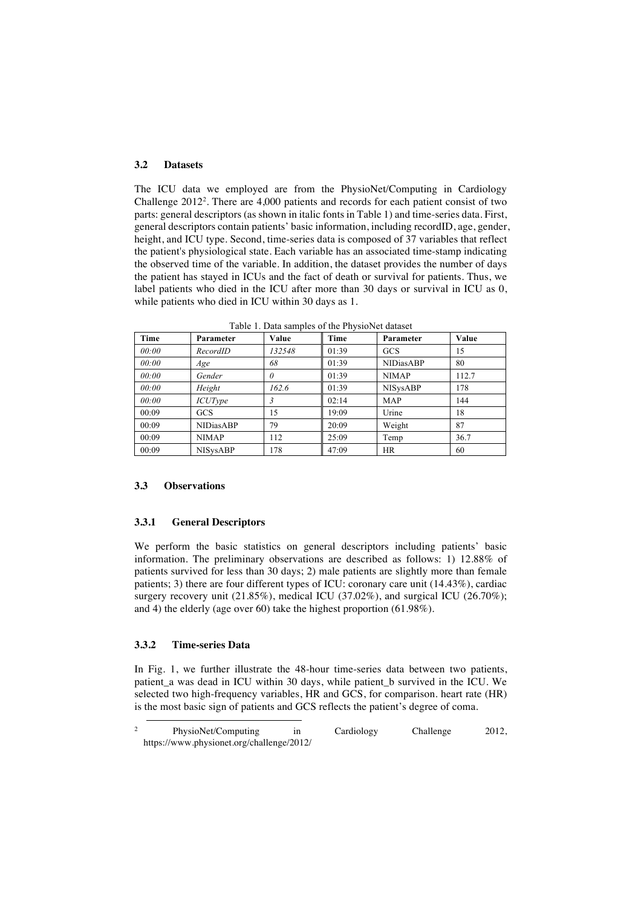### 3.2 Datasets

The ICU data we employed are from the PhysioNet/Computing in Cardiology Challenge 2012[2]. There are 4,000 patients and records for each patient consist of two parts: general descriptors (as shown in italic fonts in Table 1) and time-series data. First, general descriptors contain patients' basic information, including recordID, age, gender, height, and ICU type. Second, time-series data is composed of 37 variables that reflect the patient's physiological state. Each variable has an associated time-stamp indicating the observed time of the variable. In addition, the dataset provides the number of days the patient has stayed in ICUs and the fact of death or survival for patients. Thus, we label patients who died in the ICU after more than 30 days or survival in ICU as 0, while patients who died in ICU within 30 days as 1.

Table 1. Data samples of the PhysioNet dataset

| Time | Parameter | Value | Time | Parameter | Value |
|---|---|---|---|---|---|
| *00:00* | *RecordID* | *132548* | 01:39 | GCS | 15 |
| *00:00* | *Age* | *68* | 01:39 | NIDiasABP | 80 |
| *00:00* | *Gender* | *0* | 01:39 | NIMAP | 112.7 |
| *00:00* | *Height* | *162.6* | 01:39 | NISysABP | 178 |
| *00:00* | *ICUType* | *3* | 02:14 | MAP | 144 |
| 00:09 | GCS | 15 | 19:09 | Urine | 18 |
| 00:09 | NIDiasABP | 79 | 20:09 | Weight | 87 |
| 00:09 | NIMAP | 112 | 25:09 | Temp | 36.7 |
| 00:09 | NISysABP | 178 | 47:09 | HR | 60 |

### 3.3 Observations

#### 3.3.1 General Descriptors

We perform the basic statistics on general descriptors including patients' basic information. The preliminary observations are described as follows: 1) 12.88% of patients survived for less than 30 days; 2) male patients are slightly more than female patients; 3) there are four different types of ICU: coronary care unit (14.43%), cardiac surgery recovery unit (21.85%), medical ICU (37.02%), and surgical ICU (26.70%); and 4) the elderly (age over 60) take the highest proportion (61.98%).

#### 3.3.2 Time-series Data

In Fig. 1, we further illustrate the 48-hour time-series data between two patients, patient_a was dead in ICU within 30 days, while patient_b survived in the ICU. We selected two high-frequency variables, HR and GCS, for comparison. heart rate (HR) is the most basic sign of patients and GCS reflects the patient's degree of coma.

[2] PhysioNet/Computing in Cardiology Challenge 2012, https://www.physionet.org/challenge/2012/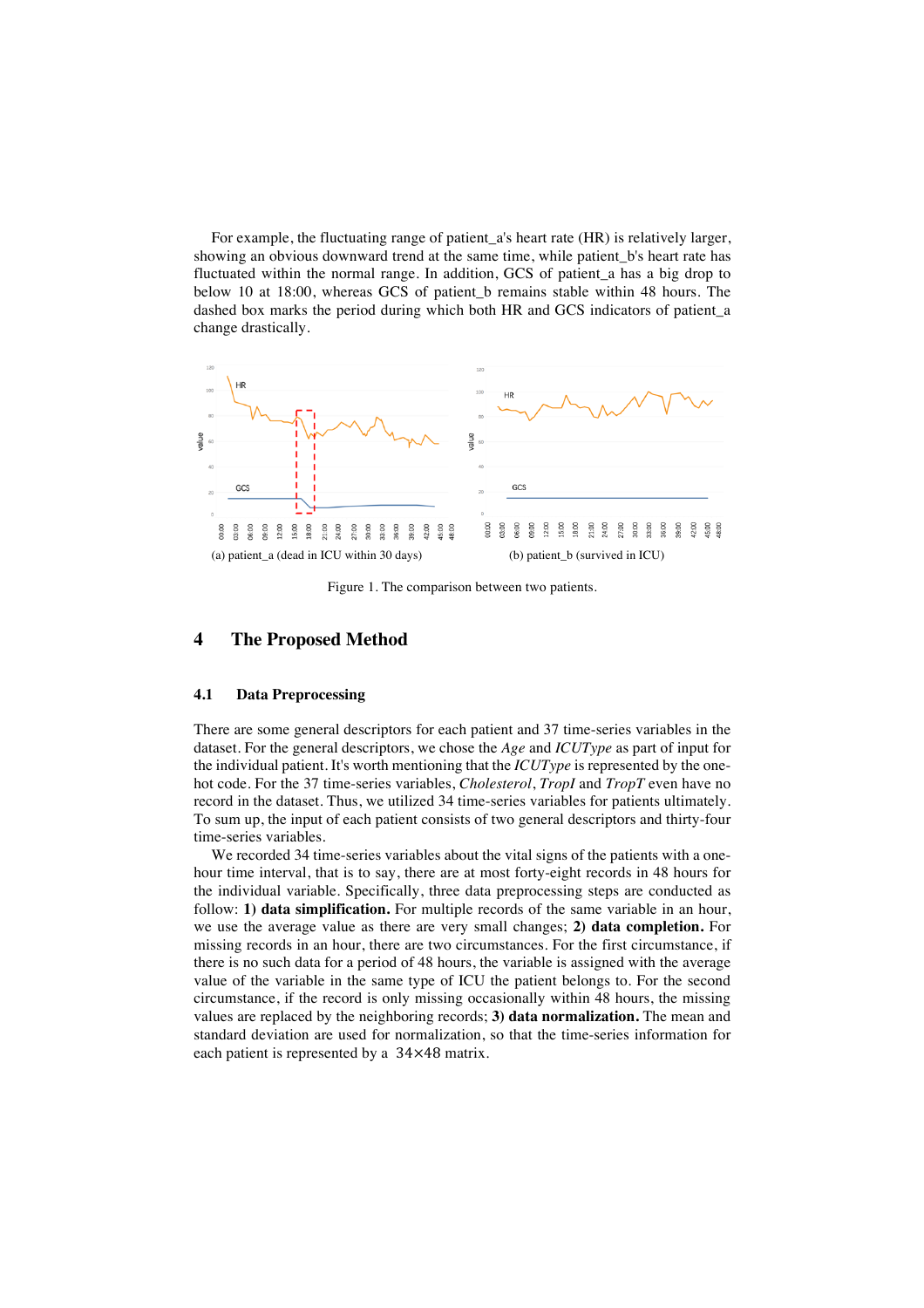For example, the fluctuating range of patient_a's heart rate (HR) is relatively larger, showing an obvious downward trend at the same time, while patient_b's heart rate has fluctuated within the normal range. In addition, GCS of patient_a has a big drop to below 10 at 18:00, whereas GCS of patient_b remains stable within 48 hours. The dashed box marks the period during which both HR and GCS indicators of patient_a change drastically.

(a) patient_a (dead in ICU within 30 days)

(b) patient_b (survived in ICU)

Figure 1. The comparison between two patients.

# 4 The Proposed Method

## 4.1 Data Preprocessing

There are some general descriptors for each patient and 37 time-series variables in the dataset. For the general descriptors, we chose the *Age* and *ICUType* as part of input for the individual patient. It's worth mentioning that the *ICUType* is represented by the one-hot code. For the 37 time-series variables, *Cholesterol*, *TropI* and *TropT* even have no record in the dataset. Thus, we utilized 34 time-series variables for patients ultimately. To sum up, the input of each patient consists of two general descriptors and thirty-four time-series variables.

We recorded 34 time-series variables about the vital signs of the patients with a one-hour time interval, that is to say, there are at most forty-eight records in 48 hours for the individual variable. Specifically, three data preprocessing steps are conducted as follow: **1) data simplification.** For multiple records of the same variable in an hour, we use the average value as there are very small changes; **2) data completion.** For missing records in an hour, there are two circumstances. For the first circumstance, if there is no such data for a period of 48 hours, the variable is assigned with the average value of the variable in the same type of ICU the patient belongs to. For the second circumstance, if the record is only missing occasionally within 48 hours, the missing values are replaced by the neighboring records; **3) data normalization.** The mean and standard deviation are used for normalization, so that the time-series information for each patient is represented by a $34 \times 48$ matrix.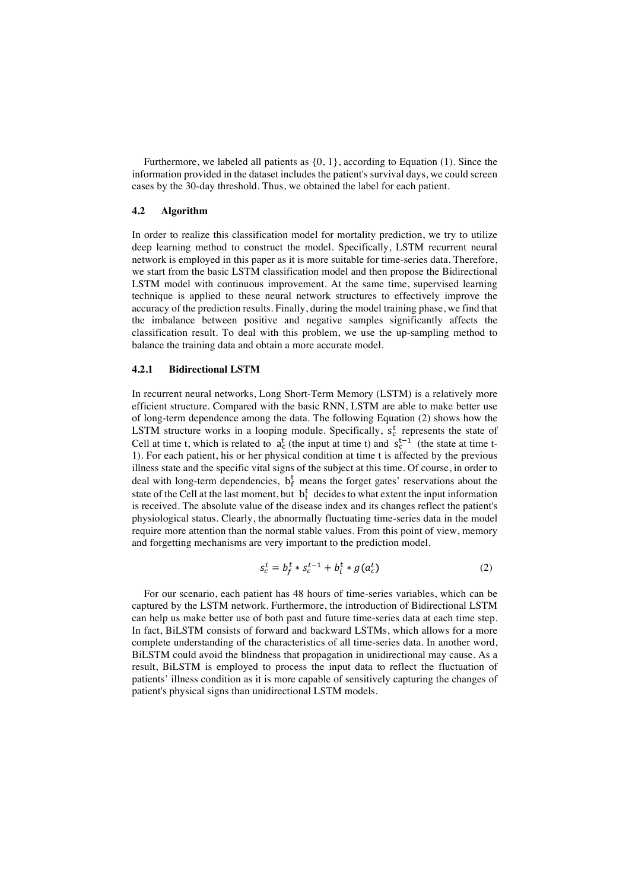Furthermore, we labeled all patients as {0, 1}, according to Equation (1). Since the information provided in the dataset includes the patient's survival days, we could screen cases by the 30-day threshold. Thus, we obtained the label for each patient.

### 4.2 Algorithm

In order to realize this classification model for mortality prediction, we try to utilize deep learning method to construct the model. Specifically, LSTM recurrent neural network is employed in this paper as it is more suitable for time-series data. Therefore, we start from the basic LSTM classification model and then propose the Bidirectional LSTM model with continuous improvement. At the same time, supervised learning technique is applied to these neural network structures to effectively improve the accuracy of the prediction results. Finally, during the model training phase, we find that the imbalance between positive and negative samples significantly affects the classification result. To deal with this problem, we use the up-sampling method to balance the training data and obtain a more accurate model.

#### 4.2.1 Bidirectional LSTM

In recurrent neural networks, Long Short-Term Memory (LSTM) is a relatively more efficient structure. Compared with the basic RNN, LSTM are able to make better use of long-term dependence among the data. The following Equation (2) shows how the LSTM structure works in a looping module. Specifically, $s_c^t$ represents the state of Cell at time t, which is related to $a_c^t$ (the input at time t) and $s_c^{t-1}$ (the state at time t-1). For each patient, his or her physical condition at time t is affected by the previous illness state and the specific vital signs of the subject at this time. Of course, in order to deal with long-term dependencies, $b_f^t$ means the forget gates' reservations about the state of the Cell at the last moment, but $b_i^t$ decides to what extent the input information is received. The absolute value of the disease index and its changes reflect the patient's physiological status. Clearly, the abnormally fluctuating time-series data in the model require more attention than the normal stable values. From this point of view, memory and forgetting mechanisms are very important to the prediction model.

$$s_c^t = b_f^t * s_c^{t-1} + b_i^t * g(a_c^t) \tag{2}$$

For our scenario, each patient has 48 hours of time-series variables, which can be captured by the LSTM network. Furthermore, the introduction of Bidirectional LSTM can help us make better use of both past and future time-series data at each time step. In fact, BiLSTM consists of forward and backward LSTMs, which allows for a more complete understanding of the characteristics of all time-series data. In another word, BiLSTM could avoid the blindness that propagation in unidirectional may cause. As a result, BiLSTM is employed to process the input data to reflect the fluctuation of patients' illness condition as it is more capable of sensitively capturing the changes of patient's physical signs than unidirectional LSTM models.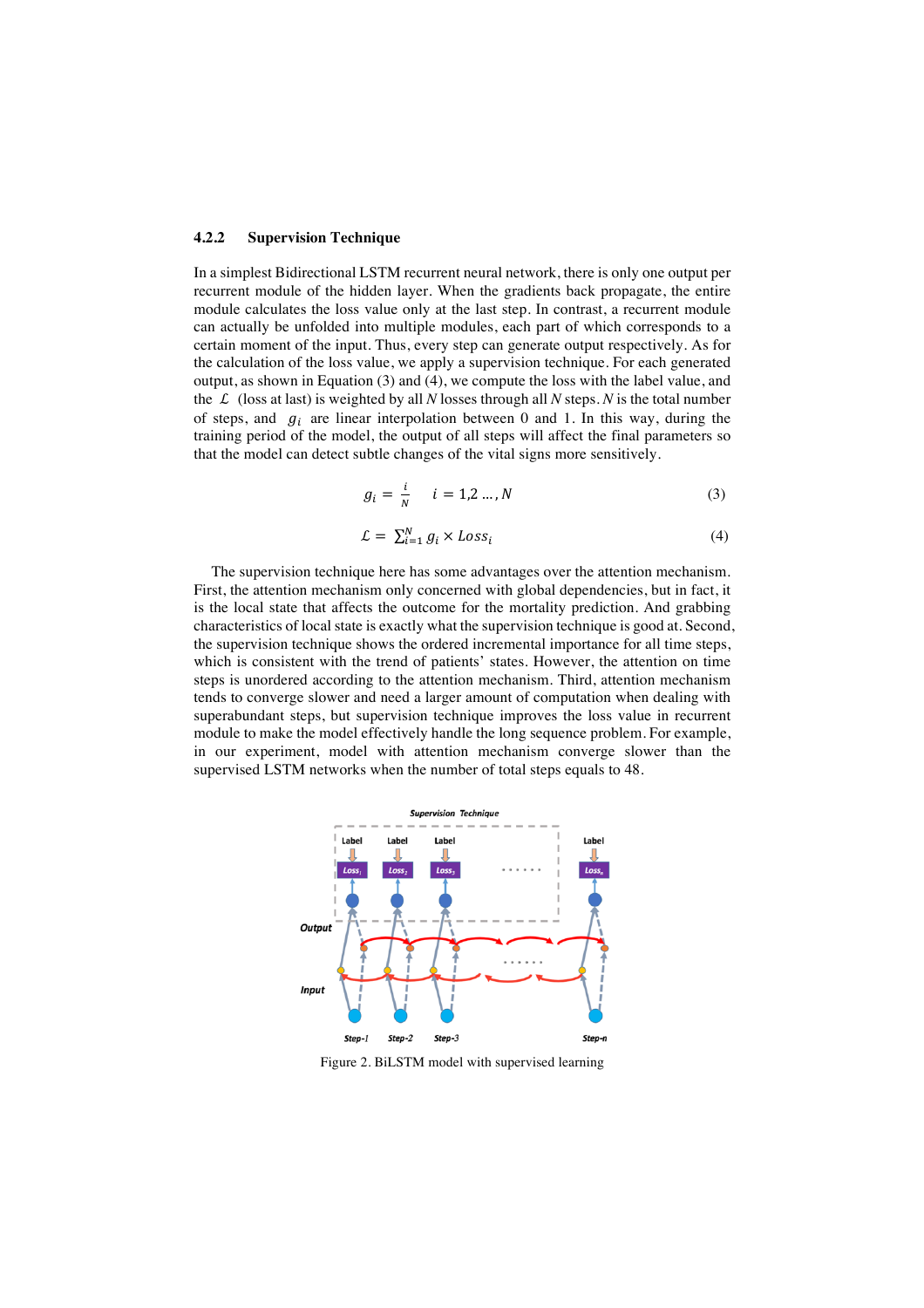### 4.2.2 Supervision Technique

In a simplest Bidirectional LSTM recurrent neural network, there is only one output per recurrent module of the hidden layer. When the gradients back propagate, the entire module calculates the loss value only at the last step. In contrast, a recurrent module can actually be unfolded into multiple modules, each part of which corresponds to a certain moment of the input. Thus, every step can generate output respectively. As for the calculation of the loss value, we apply a supervision technique. For each generated output, as shown in Equation (3) and (4), we compute the loss with the label value, and the $\mathcal{L}$ (loss at last) is weighted by all $N$ losses through all $N$ steps. $N$ is the total number of steps, and $g_i$ are linear interpolation between 0 and 1. In this way, during the training period of the model, the output of all steps will affect the final parameters so that the model can detect subtle changes of the vital signs more sensitively.

$$g_i = \frac{i}{N} \qquad i = 1,2 \dots, N \tag{3}$$

$$\mathcal{L} = \sum_{i=1}^{N} g_i \times Loss_i \tag{4}$$

The supervision technique here has some advantages over the attention mechanism. First, the attention mechanism only concerned with global dependencies, but in fact, it is the local state that affects the outcome for the mortality prediction. And grabbing characteristics of local state is exactly what the supervision technique is good at. Second, the supervision technique shows the ordered incremental importance for all time steps, which is consistent with the trend of patients' states. However, the attention on time steps is unordered according to the attention mechanism. Third, attention mechanism tends to converge slower and need a larger amount of computation when dealing with superabundant steps, but supervision technique improves the loss value in recurrent module to make the model effectively handle the long sequence problem. For example, in our experiment, model with attention mechanism converge slower than the supervised LSTM networks when the number of total steps equals to 48.

Figure 2. BiLSTM model with supervised learning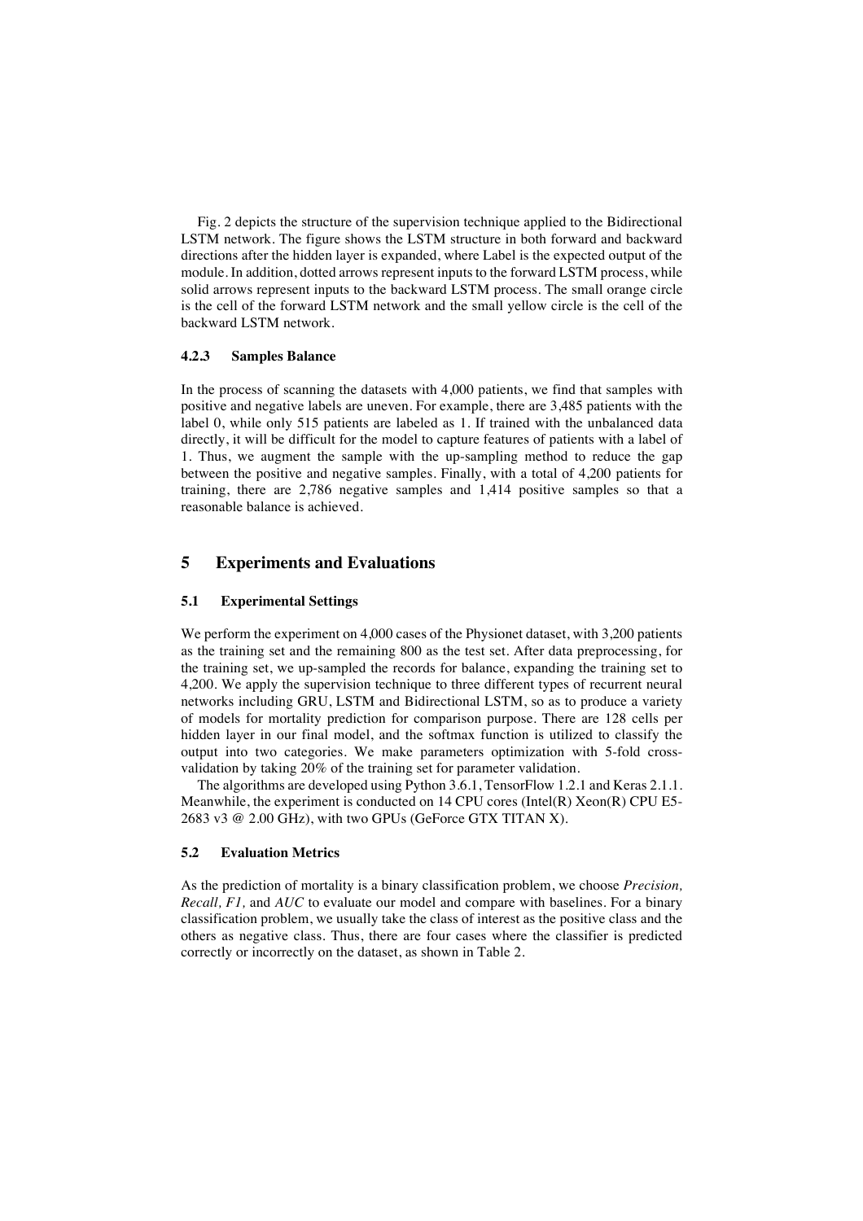Fig. 2 depicts the structure of the supervision technique applied to the Bidirectional LSTM network. The figure shows the LSTM structure in both forward and backward directions after the hidden layer is expanded, where Label is the expected output of the module. In addition, dotted arrows represent inputs to the forward LSTM process, while solid arrows represent inputs to the backward LSTM process. The small orange circle is the cell of the forward LSTM network and the small yellow circle is the cell of the backward LSTM network.

#### 4.2.3 Samples Balance

In the process of scanning the datasets with 4,000 patients, we find that samples with positive and negative labels are uneven. For example, there are 3,485 patients with the label 0, while only 515 patients are labeled as 1. If trained with the unbalanced data directly, it will be difficult for the model to capture features of patients with a label of 1. Thus, we augment the sample with the up-sampling method to reduce the gap between the positive and negative samples. Finally, with a total of 4,200 patients for training, there are 2,786 negative samples and 1,414 positive samples so that a reasonable balance is achieved.

## 5 Experiments and Evaluations

### 5.1 Experimental Settings

We perform the experiment on 4,000 cases of the Physionet dataset, with 3,200 patients as the training set and the remaining 800 as the test set. After data preprocessing, for the training set, we up-sampled the records for balance, expanding the training set to 4,200. We apply the supervision technique to three different types of recurrent neural networks including GRU, LSTM and Bidirectional LSTM, so as to produce a variety of models for mortality prediction for comparison purpose. There are 128 cells per hidden layer in our final model, and the softmax function is utilized to classify the output into two categories. We make parameters optimization with 5-fold cross-validation by taking 20% of the training set for parameter validation.

The algorithms are developed using Python 3.6.1, TensorFlow 1.2.1 and Keras 2.1.1. Meanwhile, the experiment is conducted on 14 CPU cores (Intel(R) Xeon(R) CPU E5-2683 v3 @ 2.00 GHz), with two GPUs (GeForce GTX TITAN X).

### 5.2 Evaluation Metrics

As the prediction of mortality is a binary classification problem, we choose *Precision, Recall, F1,* and *AUC* to evaluate our model and compare with baselines. For a binary classification problem, we usually take the class of interest as the positive class and the others as negative class. Thus, there are four cases where the classifier is predicted correctly or incorrectly on the dataset, as shown in Table 2.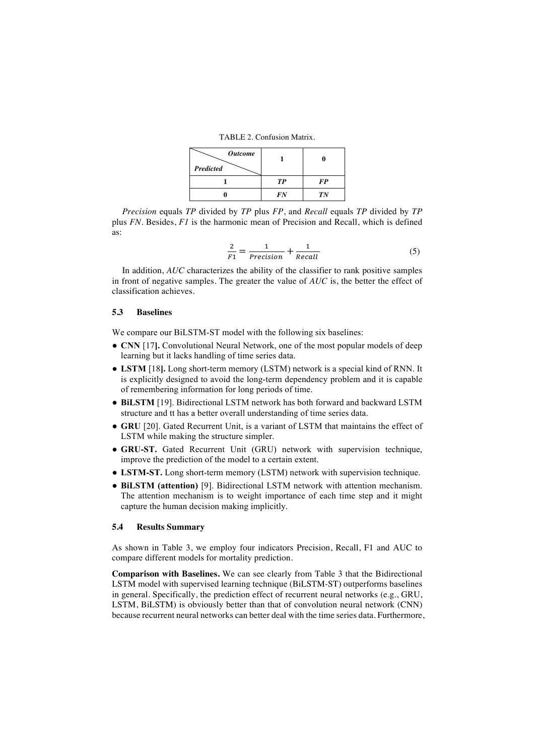TABLE 2. Confusion Matrix.

| *Predicted* \ *Outcome* | **1** | **0** |
|---|---|---|
| **1** | ***TP*** | ***FP*** |
| **0** | ***FN*** | ***TN*** |

*Precision* equals *TP* divided by *TP* plus *FP*, and *Recall* equals *TP* divided by *TP* plus *FN*. Besides, *F1* is the harmonic mean of Precision and Recall, which is defined as:

$$\frac{2}{F1} = \frac{1}{Precision} + \frac{1}{Recall} \tag{5}$$

In addition, *AUC* characterizes the ability of the classifier to rank positive samples in front of negative samples. The greater the value of *AUC* is, the better the effect of classification achieves.

### 5.3 Baselines

We compare our BiLSTM-ST model with the following six baselines:

- **CNN** [17]. Convolutional Neural Network, one of the most popular models of deep learning but it lacks handling of time series data.
- **LSTM** [18]. Long short-term memory (LSTM) network is a special kind of RNN. It is explicitly designed to avoid the long-term dependency problem and it is capable of remembering information for long periods of time.
- **BiLSTM** [19]. Bidirectional LSTM network has both forward and backward LSTM structure and tt has a better overall understanding of time series data.
- **GRU** [20]. Gated Recurrent Unit, is a variant of LSTM that maintains the effect of LSTM while making the structure simpler.
- **GRU-ST.** Gated Recurrent Unit (GRU) network with supervision technique, improve the prediction of the model to a certain extent.
- **LSTM-ST.** Long short-term memory (LSTM) network with supervision technique.
- **BiLSTM (attention)** [9]. Bidirectional LSTM network with attention mechanism. The attention mechanism is to weight importance of each time step and it might capture the human decision making implicitly.

### 5.4 Results Summary

As shown in Table 3, we employ four indicators Precision, Recall, F1 and AUC to compare different models for mortality prediction.

**Comparison with Baselines.** We can see clearly from Table 3 that the Bidirectional LSTM model with supervised learning technique (BiLSTM-ST) outperforms baselines in general. Specifically, the prediction effect of recurrent neural networks (e.g., GRU, LSTM, BiLSTM) is obviously better than that of convolution neural network (CNN) because recurrent neural networks can better deal with the time series data. Furthermore,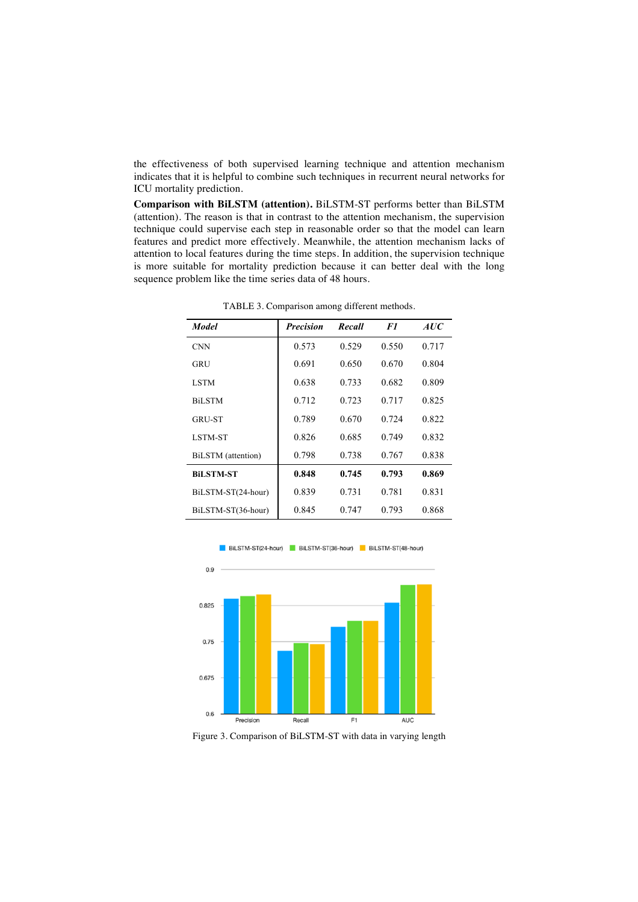the effectiveness of both supervised learning technique and attention mechanism indicates that it is helpful to combine such techniques in recurrent neural networks for ICU mortality prediction.

**Comparison with BiLSTM (attention).** BiLSTM-ST performs better than BiLSTM (attention). The reason is that in contrast to the attention mechanism, the supervision technique could supervise each step in reasonable order so that the model can learn features and predict more effectively. Meanwhile, the attention mechanism lacks of attention to local features during the time steps. In addition, the supervision technique is more suitable for mortality prediction because it can better deal with the long sequence problem like the time series data of 48 hours.

TABLE 3. Comparison among different methods.

| ***Model*** | ***Precision*** | ***Recall*** | ***F1*** | ***AUC*** |
|---|---|---|---|---|
| CNN | 0.573 | 0.529 | 0.550 | 0.717 |
| GRU | 0.691 | 0.650 | 0.670 | 0.804 |
| LSTM | 0.638 | 0.733 | 0.682 | 0.809 |
| BiLSTM | 0.712 | 0.723 | 0.717 | 0.825 |
| GRU-ST | 0.789 | 0.670 | 0.724 | 0.822 |
| LSTM-ST | 0.826 | 0.685 | 0.749 | 0.832 |
| BiLSTM (attention) | 0.798 | 0.738 | 0.767 | 0.838 |
| **BiLSTM-ST** | **0.848** | **0.745** | **0.793** | **0.869** |
| BiLSTM-ST(24-hour) | 0.839 | 0.731 | 0.781 | 0.831 |
| BiLSTM-ST(36-hour) | 0.845 | 0.747 | 0.793 | 0.868 |

Figure 3. Comparison of BiLSTM-ST with data in varying length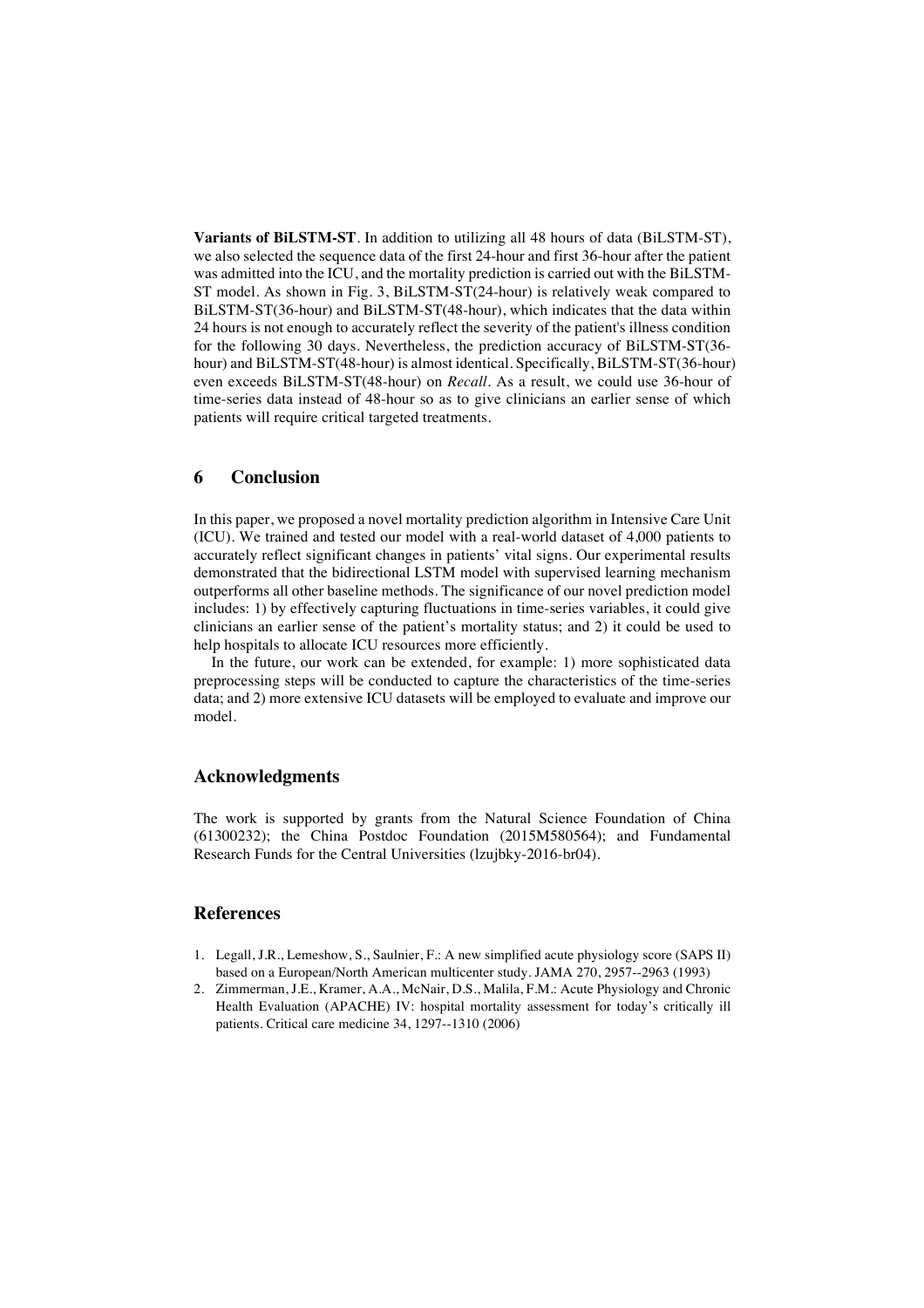**Variants of BiLSTM-ST**. In addition to utilizing all 48 hours of data (BiLSTM-ST), we also selected the sequence data of the first 24-hour and first 36-hour after the patient was admitted into the ICU, and the mortality prediction is carried out with the BiLSTM-ST model. As shown in Fig. 3, BiLSTM-ST(24-hour) is relatively weak compared to BiLSTM-ST(36-hour) and BiLSTM-ST(48-hour), which indicates that the data within 24 hours is not enough to accurately reflect the severity of the patient's illness condition for the following 30 days. Nevertheless, the prediction accuracy of BiLSTM-ST(36-hour) and BiLSTM-ST(48-hour) is almost identical. Specifically, BiLSTM-ST(36-hour) even exceeds BiLSTM-ST(48-hour) on *Recall*. As a result, we could use 36-hour of time-series data instead of 48-hour so as to give clinicians an earlier sense of which patients will require critical targeted treatments.

## 6 Conclusion

In this paper, we proposed a novel mortality prediction algorithm in Intensive Care Unit (ICU). We trained and tested our model with a real-world dataset of 4,000 patients to accurately reflect significant changes in patients' vital signs. Our experimental results demonstrated that the bidirectional LSTM model with supervised learning mechanism outperforms all other baseline methods. The significance of our novel prediction model includes: 1) by effectively capturing fluctuations in time-series variables, it could give clinicians an earlier sense of the patient's mortality status; and 2) it could be used to help hospitals to allocate ICU resources more efficiently.

In the future, our work can be extended, for example: 1) more sophisticated data preprocessing steps will be conducted to capture the characteristics of the time-series data; and 2) more extensive ICU datasets will be employed to evaluate and improve our model.

## Acknowledgments

The work is supported by grants from the Natural Science Foundation of China (61300232); the China Postdoc Foundation (2015M580564); and Fundamental Research Funds for the Central Universities (lzujbky-2016-br04).

## References

1. Legall, J.R., Lemeshow, S., Saulnier, F.: A new simplified acute physiology score (SAPS II) based on a European/North American multicenter study. JAMA 270, 2957--2963 (1993)
2. Zimmerman, J.E., Kramer, A.A., McNair, D.S., Malila, F.M.: Acute Physiology and Chronic Health Evaluation (APACHE) IV: hospital mortality assessment for today's critically ill patients. Critical care medicine 34, 1297--1310 (2006)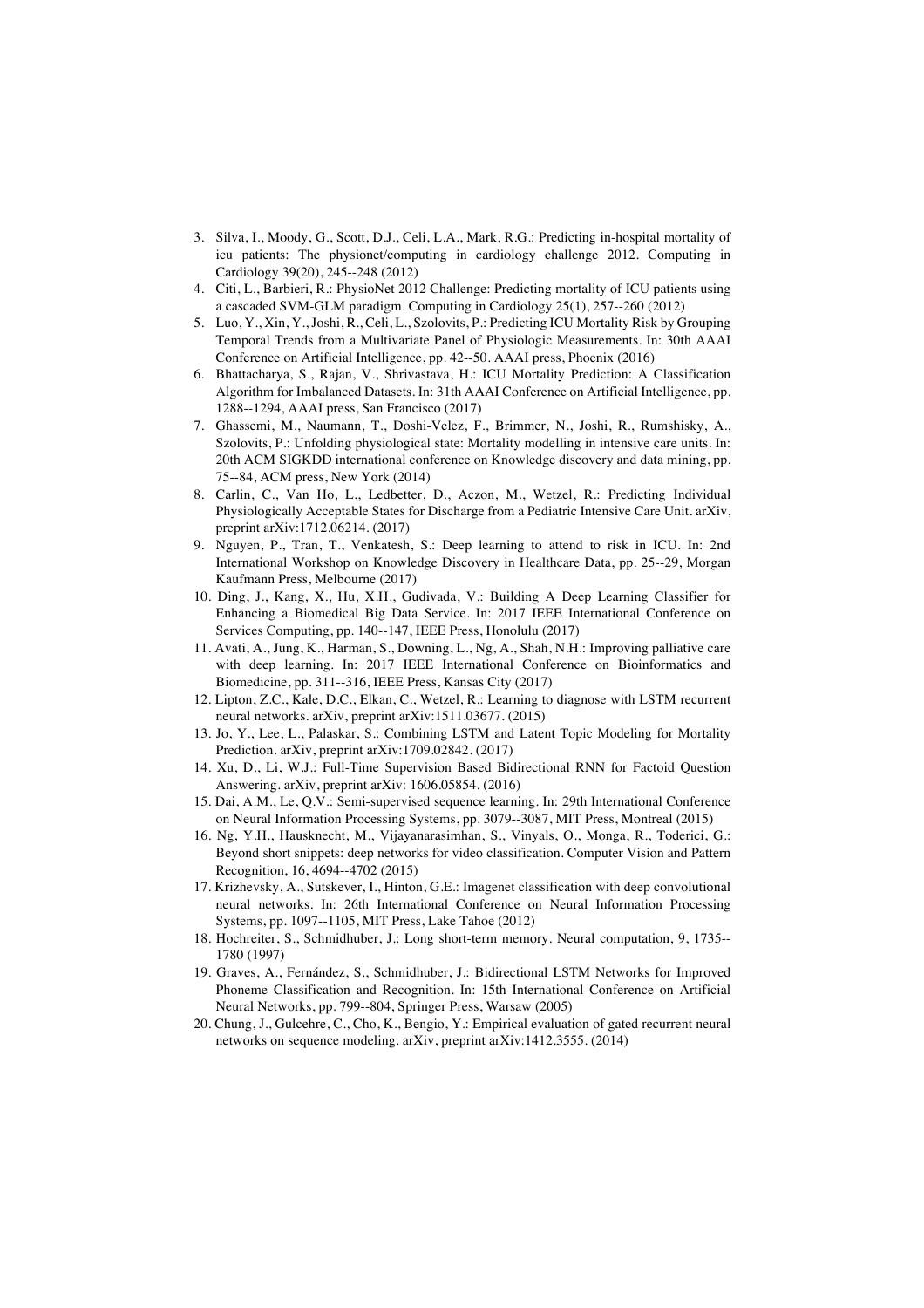3. Silva, I., Moody, G., Scott, D.J., Celi, L.A., Mark, R.G.: Predicting in-hospital mortality of icu patients: The physionet/computing in cardiology challenge 2012. Computing in Cardiology 39(20), 245--248 (2012)
4. Citi, L., Barbieri, R.: PhysioNet 2012 Challenge: Predicting mortality of ICU patients using a cascaded SVM-GLM paradigm. Computing in Cardiology 25(1), 257--260 (2012)
5. Luo, Y., Xin, Y., Joshi, R., Celi, L., Szolovits, P.: Predicting ICU Mortality Risk by Grouping Temporal Trends from a Multivariate Panel of Physiologic Measurements. In: 30th AAAI Conference on Artificial Intelligence, pp. 42--50. AAAI press, Phoenix (2016)
6. Bhattacharya, S., Rajan, V., Shrivastava, H.: ICU Mortality Prediction: A Classification Algorithm for Imbalanced Datasets. In: 31th AAAI Conference on Artificial Intelligence, pp. 1288--1294, AAAI press, San Francisco (2017)
7. Ghassemi, M., Naumann, T., Doshi-Velez, F., Brimmer, N., Joshi, R., Rumshisky, A., Szolovits, P.: Unfolding physiological state: Mortality modelling in intensive care units. In: 20th ACM SIGKDD international conference on Knowledge discovery and data mining, pp. 75--84, ACM press, New York (2014)
8. Carlin, C., Van Ho, L., Ledbetter, D., Aczon, M., Wetzel, R.: Predicting Individual Physiologically Acceptable States for Discharge from a Pediatric Intensive Care Unit. arXiv, preprint arXiv:1712.06214. (2017)
9. Nguyen, P., Tran, T., Venkatesh, S.: Deep learning to attend to risk in ICU. In: 2nd International Workshop on Knowledge Discovery in Healthcare Data, pp. 25--29, Morgan Kaufmann Press, Melbourne (2017)
10. Ding, J., Kang, X., Hu, X.H., Gudivada, V.: Building A Deep Learning Classifier for Enhancing a Biomedical Big Data Service. In: 2017 IEEE International Conference on Services Computing, pp. 140--147, IEEE Press, Honolulu (2017)
11. Avati, A., Jung, K., Harman, S., Downing, L., Ng, A., Shah, N.H.: Improving palliative care with deep learning. In: 2017 IEEE International Conference on Bioinformatics and Biomedicine, pp. 311--316, IEEE Press, Kansas City (2017)
12. Lipton, Z.C., Kale, D.C., Elkan, C., Wetzel, R.: Learning to diagnose with LSTM recurrent neural networks. arXiv, preprint arXiv:1511.03677. (2015)
13. Jo, Y., Lee, L., Palaskar, S.: Combining LSTM and Latent Topic Modeling for Mortality Prediction. arXiv, preprint arXiv:1709.02842. (2017)
14. Xu, D., Li, W.J.: Full-Time Supervision Based Bidirectional RNN for Factoid Question Answering. arXiv, preprint arXiv: 1606.05854. (2016)
15. Dai, A.M., Le, Q.V.: Semi-supervised sequence learning. In: 29th International Conference on Neural Information Processing Systems, pp. 3079--3087, MIT Press, Montreal (2015)
16. Ng, Y.H., Hausknecht, M., Vijayanarasimhan, S., Vinyals, O., Monga, R., Toderici, G.: Beyond short snippets: deep networks for video classification. Computer Vision and Pattern Recognition, 16, 4694--4702 (2015)
17. Krizhevsky, A., Sutskever, I., Hinton, G.E.: Imagenet classification with deep convolutional neural networks. In: 26th International Conference on Neural Information Processing Systems, pp. 1097--1105, MIT Press, Lake Tahoe (2012)
18. Hochreiter, S., Schmidhuber, J.: Long short-term memory. Neural computation, 9, 1735--1780 (1997)
19. Graves, A., Fernández, S., Schmidhuber, J.: Bidirectional LSTM Networks for Improved Phoneme Classification and Recognition. In: 15th International Conference on Artificial Neural Networks, pp. 799--804, Springer Press, Warsaw (2005)
20. Chung, J., Gulcehre, C., Cho, K., Bengio, Y.: Empirical evaluation of gated recurrent neural networks on sequence modeling. arXiv, preprint arXiv:1412.3555. (2014)